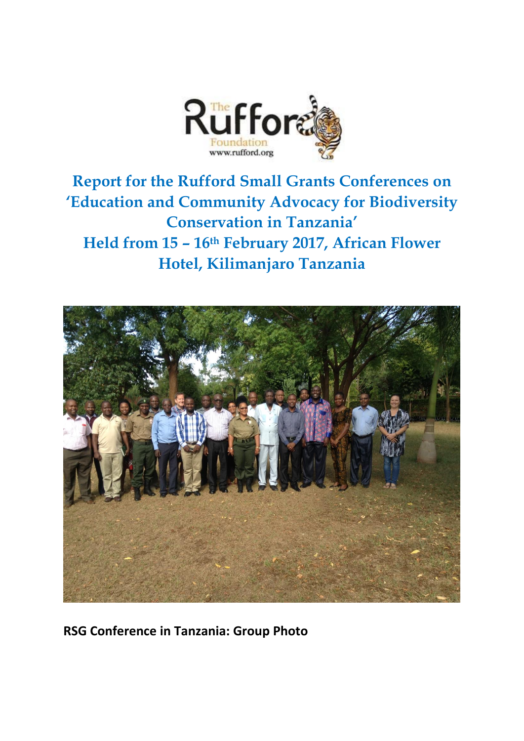# Report for the Rufford Small Grants Conferences on 'Education and Community Advocacy for Biodiversity Conservation in Tanzania'

# Held from 15 – 16th February 2017, African Flower Hotel, Kilimanjaro Tanzania

**RSG Conference in Tanzania: Group Photo**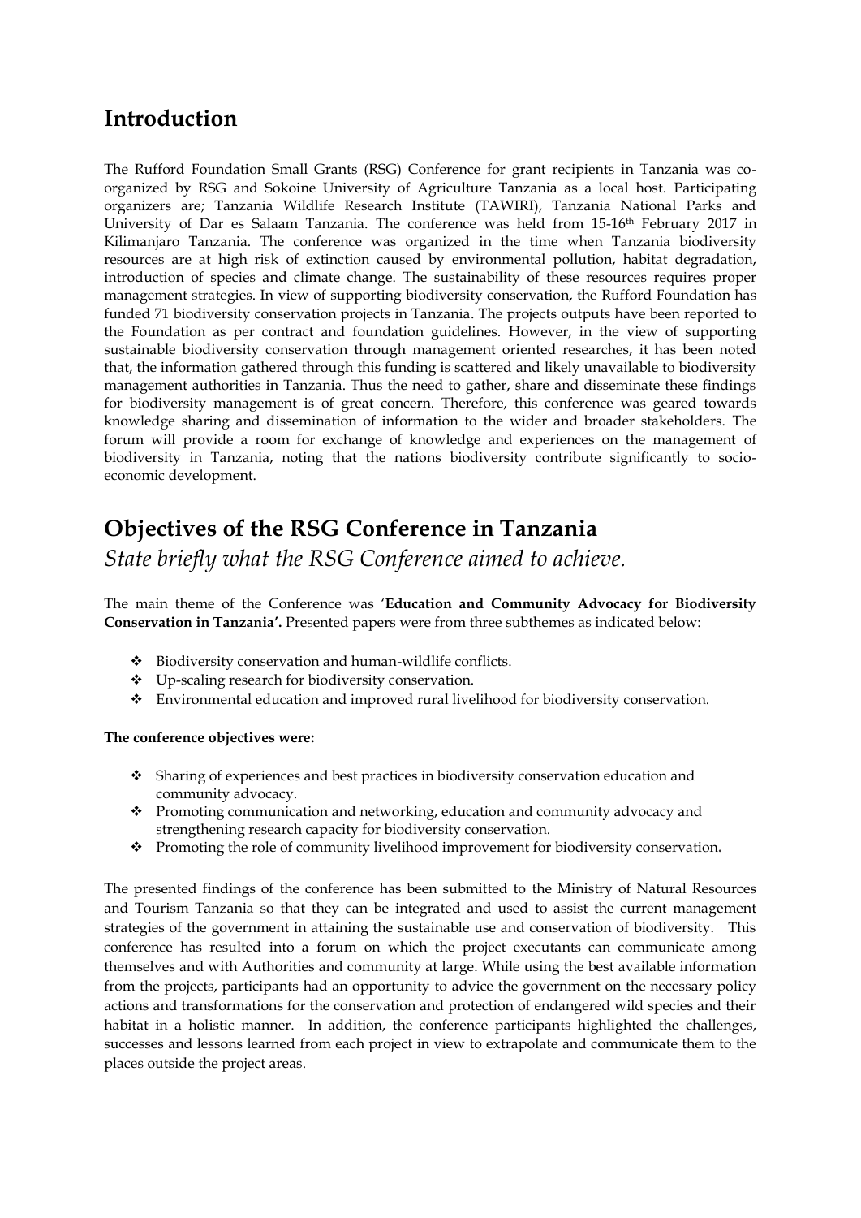## Introduction

The Rufford Foundation Small Grants (RSG) Conference for grant recipients in Tanzania was co-organized by RSG and Sokoine University of Agriculture Tanzania as a local host. Participating organizers are; Tanzania Wildlife Research Institute (TAWIRI), Tanzania National Parks and University of Dar es Salaam Tanzania. The conference was held from 15-16th February 2017 in Kilimanjaro Tanzania. The conference was organized in the time when Tanzania biodiversity resources are at high risk of extinction caused by environmental pollution, habitat degradation, introduction of species and climate change. The sustainability of these resources requires proper management strategies. In view of supporting biodiversity conservation, the Rufford Foundation has funded 71 biodiversity conservation projects in Tanzania. The projects outputs have been reported to the Foundation as per contract and foundation guidelines. However, in the view of supporting sustainable biodiversity conservation through management oriented researches, it has been noted that, the information gathered through this funding is scattered and likely unavailable to biodiversity management authorities in Tanzania. Thus the need to gather, share and disseminate these findings for biodiversity management is of great concern. Therefore, this conference was geared towards knowledge sharing and dissemination of information to the wider and broader stakeholders. The forum will provide a room for exchange of knowledge and experiences on the management of biodiversity in Tanzania, noting that the nations biodiversity contribute significantly to socio-economic development.

## Objectives of the RSG Conference in Tanzania

*State briefly what the RSG Conference aimed to achieve.*

The main theme of the Conference was '**Education and Community Advocacy for Biodiversity Conservation in Tanzania'.** Presented papers were from three subthemes as indicated below:

- Biodiversity conservation and human-wildlife conflicts.
- Up-scaling research for biodiversity conservation.
- Environmental education and improved rural livelihood for biodiversity conservation.

**The conference objectives were:**

- Sharing of experiences and best practices in biodiversity conservation education and community advocacy.
- Promoting communication and networking, education and community advocacy and strengthening research capacity for biodiversity conservation.
- Promoting the role of community livelihood improvement for biodiversity conservation**.**

The presented findings of the conference has been submitted to the Ministry of Natural Resources and Tourism Tanzania so that they can be integrated and used to assist the current management strategies of the government in attaining the sustainable use and conservation of biodiversity. This conference has resulted into a forum on which the project executants can communicate among themselves and with Authorities and community at large. While using the best available information from the projects, participants had an opportunity to advice the government on the necessary policy actions and transformations for the conservation and protection of endangered wild species and their habitat in a holistic manner. In addition, the conference participants highlighted the challenges, successes and lessons learned from each project in view to extrapolate and communicate them to the places outside the project areas.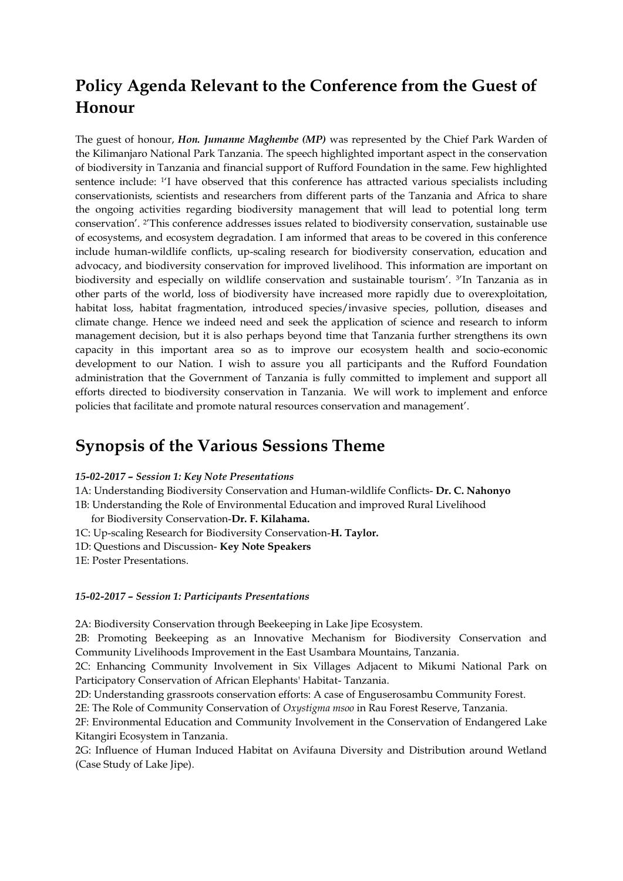## Policy Agenda Relevant to the Conference from the Guest of Honour

The guest of honour, ***Hon. Jumanne Maghembe (MP)*** was represented by the Chief Park Warden of the Kilimanjaro National Park Tanzania. The speech highlighted important aspect in the conservation of biodiversity in Tanzania and financial support of Rufford Foundation in the same. Few highlighted sentence include: [1]'I have observed that this conference has attracted various specialists including conservationists, scientists and researchers from different parts of the Tanzania and Africa to share the ongoing activities regarding biodiversity management that will lead to potential long term conservation'. [2]'This conference addresses issues related to biodiversity conservation, sustainable use of ecosystems, and ecosystem degradation. I am informed that areas to be covered in this conference include human-wildlife conflicts, up-scaling research for biodiversity conservation, education and advocacy, and biodiversity conservation for improved livelihood. This information are important on biodiversity and especially on wildlife conservation and sustainable tourism'. [3]'In Tanzania as in other parts of the world, loss of biodiversity have increased more rapidly due to overexploitation, habitat loss, habitat fragmentation, introduced species/invasive species, pollution, diseases and climate change. Hence we indeed need and seek the application of science and research to inform management decision, but it is also perhaps beyond time that Tanzania further strengthens its own capacity in this important area so as to improve our ecosystem health and socio-economic development to our Nation. I wish to assure you all participants and the Rufford Foundation administration that the Government of Tanzania is fully committed to implement and support all efforts directed to biodiversity conservation in Tanzania. We will work to implement and enforce policies that facilitate and promote natural resources conservation and management'.

## Synopsis of the Various Sessions Theme

***15-02-2017 – Session 1: Key Note Presentations***

1A: Understanding Biodiversity Conservation and Human-wildlife Conflicts- **Dr. C. Nahonyo**

1B: Understanding the Role of Environmental Education and improved Rural Livelihood for Biodiversity Conservation-**Dr. F. Kilahama.**

1C: Up-scaling Research for Biodiversity Conservation-**H. Taylor.**

1D: Questions and Discussion- **Key Note Speakers**

1E: Poster Presentations.

***15-02-2017 – Session 1: Participants Presentations***

2A: Biodiversity Conservation through Beekeeping in Lake Jipe Ecosystem.

2B: Promoting Beekeeping as an Innovative Mechanism for Biodiversity Conservation and Community Livelihoods Improvement in the East Usambara Mountains, Tanzania.

2C: Enhancing Community Involvement in Six Villages Adjacent to Mikumi National Park on Participatory Conservation of African Elephants' Habitat- Tanzania.

2D: Understanding grassroots conservation efforts: A case of Enguserosambu Community Forest.

2E: The Role of Community Conservation of *Oxystigma msoo* in Rau Forest Reserve, Tanzania.

2F: Environmental Education and Community Involvement in the Conservation of Endangered Lake Kitangiri Ecosystem in Tanzania.

2G: Influence of Human Induced Habitat on Avifauna Diversity and Distribution around Wetland (Case Study of Lake Jipe).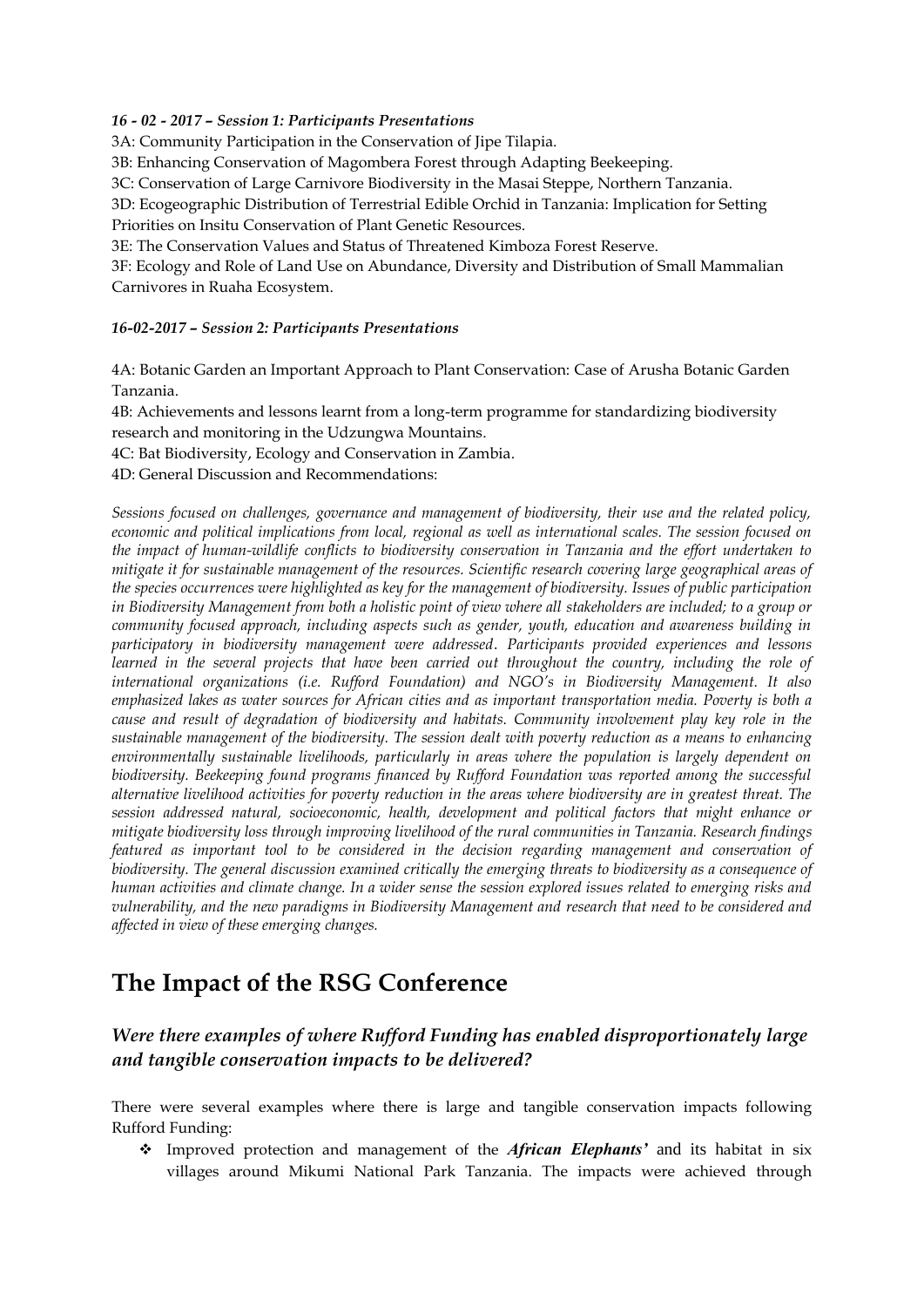*16 - 02 - 2017 – Session 1: Participants Presentations*

3A: Community Participation in the Conservation of Jipe Tilapia.

3B: Enhancing Conservation of Magombera Forest through Adapting Beekeeping.

3C: Conservation of Large Carnivore Biodiversity in the Masai Steppe, Northern Tanzania.

3D: Ecogeographic Distribution of Terrestrial Edible Orchid in Tanzania: Implication for Setting Priorities on Insitu Conservation of Plant Genetic Resources.

3E: The Conservation Values and Status of Threatened Kimboza Forest Reserve.

3F: Ecology and Role of Land Use on Abundance, Diversity and Distribution of Small Mammalian Carnivores in Ruaha Ecosystem.

*16-02-2017 – Session 2: Participants Presentations*

4A: Botanic Garden an Important Approach to Plant Conservation: Case of Arusha Botanic Garden Tanzania.

4B: Achievements and lessons learnt from a long-term programme for standardizing biodiversity research and monitoring in the Udzungwa Mountains.

4C: Bat Biodiversity, Ecology and Conservation in Zambia.

4D: General Discussion and Recommendations:

*Sessions focused on challenges, governance and management of biodiversity, their use and the related policy, economic and political implications from local, regional as well as international scales. The session focused on the impact of human-wildlife conflicts to biodiversity conservation in Tanzania and the effort undertaken to mitigate it for sustainable management of the resources. Scientific research covering large geographical areas of the species occurrences were highlighted as key for the management of biodiversity. Issues of public participation in Biodiversity Management from both a holistic point of view where all stakeholders are included; to a group or community focused approach, including aspects such as gender, youth, education and awareness building in participatory in biodiversity management were addressed. Participants provided experiences and lessons learned in the several projects that have been carried out throughout the country, including the role of international organizations (i.e. Rufford Foundation) and NGO's in Biodiversity Management. It also emphasized lakes as water sources for African cities and as important transportation media. Poverty is both a cause and result of degradation of biodiversity and habitats. Community involvement play key role in the sustainable management of the biodiversity. The session dealt with poverty reduction as a means to enhancing environmentally sustainable livelihoods, particularly in areas where the population is largely dependent on biodiversity. Beekeeping found programs financed by Rufford Foundation was reported among the successful alternative livelihood activities for poverty reduction in the areas where biodiversity are in greatest threat. The session addressed natural, socioeconomic, health, development and political factors that might enhance or mitigate biodiversity loss through improving livelihood of the rural communities in Tanzania. Research findings featured as important tool to be considered in the decision regarding management and conservation of biodiversity. The general discussion examined critically the emerging threats to biodiversity as a consequence of human activities and climate change. In a wider sense the session explored issues related to emerging risks and vulnerability, and the new paradigms in Biodiversity Management and research that need to be considered and affected in view of these emerging changes.*

# The Impact of the RSG Conference

### *Were there examples of where Rufford Funding has enabled disproportionately large and tangible conservation impacts to be delivered?*

There were several examples where there is large and tangible conservation impacts following Rufford Funding:

- Improved protection and management of the ***African Elephants'*** and its habitat in six villages around Mikumi National Park Tanzania. The impacts were achieved through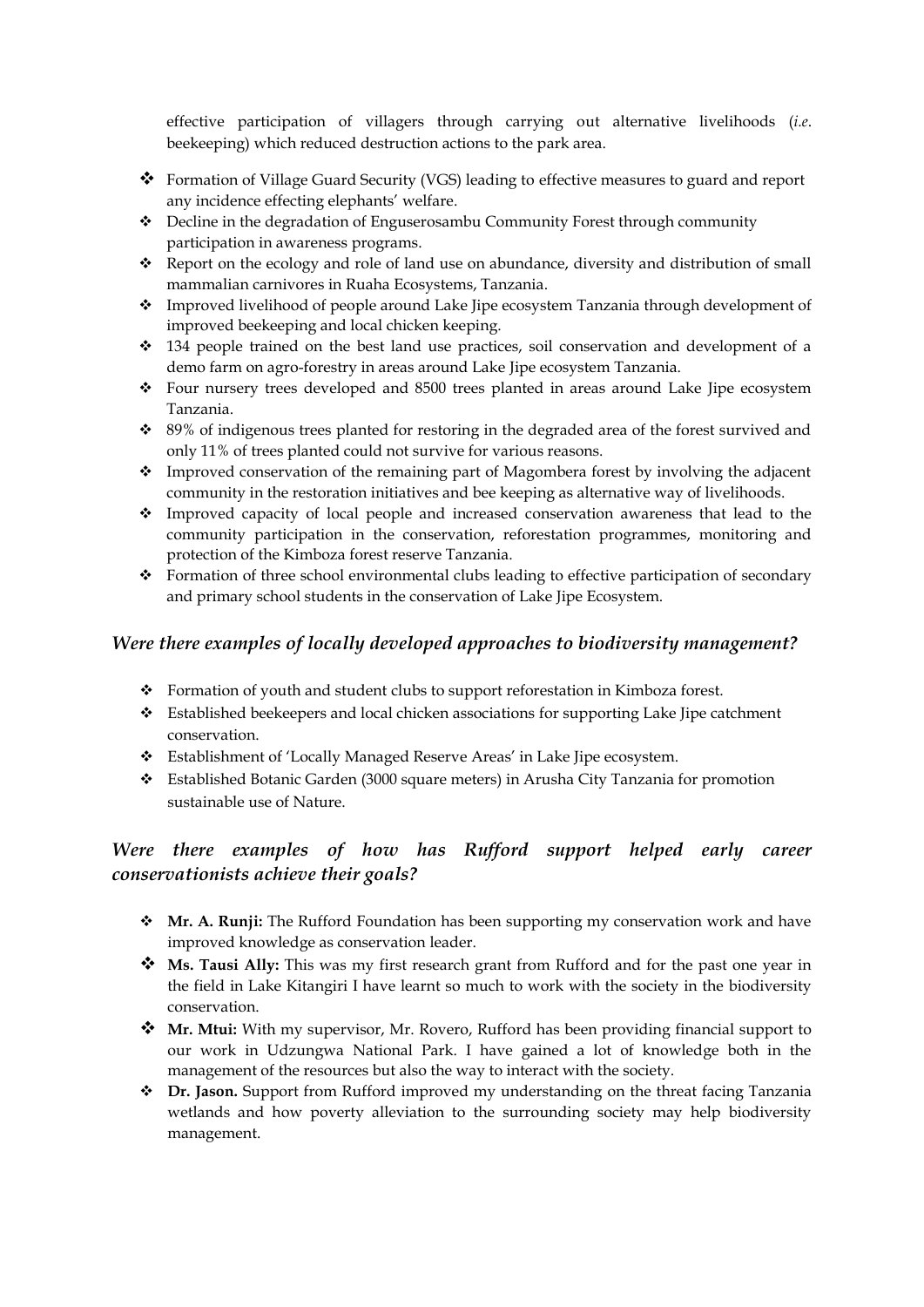effective participation of villagers through carrying out alternative livelihoods (*i.e.* beekeeping) which reduced destruction actions to the park area.

- Formation of Village Guard Security (VGS) leading to effective measures to guard and report any incidence effecting elephants' welfare.
- Decline in the degradation of Enguserosambu Community Forest through community participation in awareness programs.
- Report on the ecology and role of land use on abundance, diversity and distribution of small mammalian carnivores in Ruaha Ecosystems, Tanzania.
- Improved livelihood of people around Lake Jipe ecosystem Tanzania through development of improved beekeeping and local chicken keeping.
- 134 people trained on the best land use practices, soil conservation and development of a demo farm on agro-forestry in areas around Lake Jipe ecosystem Tanzania.
- Four nursery trees developed and 8500 trees planted in areas around Lake Jipe ecosystem Tanzania.
- 89% of indigenous trees planted for restoring in the degraded area of the forest survived and only 11% of trees planted could not survive for various reasons.
- Improved conservation of the remaining part of Magombera forest by involving the adjacent community in the restoration initiatives and bee keeping as alternative way of livelihoods.
- Improved capacity of local people and increased conservation awareness that lead to the community participation in the conservation, reforestation programmes, monitoring and protection of the Kimboza forest reserve Tanzania.
- Formation of three school environmental clubs leading to effective participation of secondary and primary school students in the conservation of Lake Jipe Ecosystem.

### *Were there examples of locally developed approaches to biodiversity management?*

- Formation of youth and student clubs to support reforestation in Kimboza forest.
- Established beekeepers and local chicken associations for supporting Lake Jipe catchment conservation.
- Establishment of 'Locally Managed Reserve Areas' in Lake Jipe ecosystem.
- Established Botanic Garden (3000 square meters) in Arusha City Tanzania for promotion sustainable use of Nature.

### *Were there examples of how has Rufford support helped early career conservationists achieve their goals?*

- **Mr. A. Runji:** The Rufford Foundation has been supporting my conservation work and have improved knowledge as conservation leader.
- **Ms. Tausi Ally:** This was my first research grant from Rufford and for the past one year in the field in Lake Kitangiri I have learnt so much to work with the society in the biodiversity conservation.
- **Mr. Mtui:** With my supervisor, Mr. Rovero, Rufford has been providing financial support to our work in Udzungwa National Park. I have gained a lot of knowledge both in the management of the resources but also the way to interact with the society.
- **Dr. Jason.** Support from Rufford improved my understanding on the threat facing Tanzania wetlands and how poverty alleviation to the surrounding society may help biodiversity management.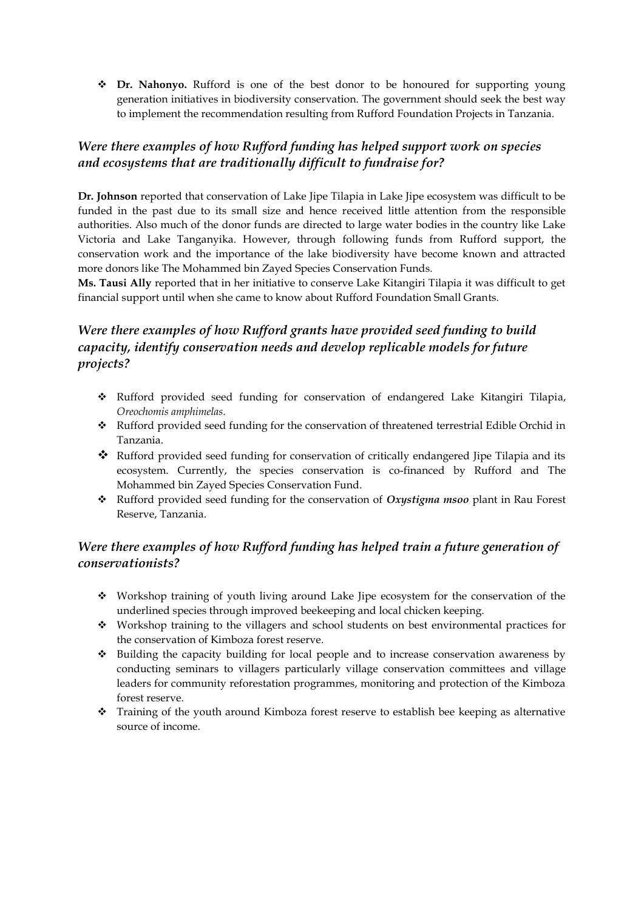- **Dr. Nahonyo.** Rufford is one of the best donor to be honoured for supporting young generation initiatives in biodiversity conservation. The government should seek the best way to implement the recommendation resulting from Rufford Foundation Projects in Tanzania.

### *Were there examples of how Rufford funding has helped support work on species and ecosystems that are traditionally difficult to fundraise for?*

**Dr. Johnson** reported that conservation of Lake Jipe Tilapia in Lake Jipe ecosystem was difficult to be funded in the past due to its small size and hence received little attention from the responsible authorities. Also much of the donor funds are directed to large water bodies in the country like Lake Victoria and Lake Tanganyika. However, through following funds from Rufford support, the conservation work and the importance of the lake biodiversity have become known and attracted more donors like The Mohammed bin Zayed Species Conservation Funds.

**Ms. Tausi Ally** reported that in her initiative to conserve Lake Kitangiri Tilapia it was difficult to get financial support until when she came to know about Rufford Foundation Small Grants.

### *Were there examples of how Rufford grants have provided seed funding to build capacity, identify conservation needs and develop replicable models for future projects?*

- Rufford provided seed funding for conservation of endangered Lake Kitangiri Tilapia, *Oreochomis amphimelas*.
- Rufford provided seed funding for the conservation of threatened terrestrial Edible Orchid in Tanzania.
- Rufford provided seed funding for conservation of critically endangered Jipe Tilapia and its ecosystem. Currently, the species conservation is co-financed by Rufford and The Mohammed bin Zayed Species Conservation Fund.
- Rufford provided seed funding for the conservation of ***Oxystigma msoo*** plant in Rau Forest Reserve, Tanzania.

### *Were there examples of how Rufford funding has helped train a future generation of conservationists?*

- Workshop training of youth living around Lake Jipe ecosystem for the conservation of the underlined species through improved beekeeping and local chicken keeping.
- Workshop training to the villagers and school students on best environmental practices for the conservation of Kimboza forest reserve.
- Building the capacity building for local people and to increase conservation awareness by conducting seminars to villagers particularly village conservation committees and village leaders for community reforestation programmes, monitoring and protection of the Kimboza forest reserve.
- Training of the youth around Kimboza forest reserve to establish bee keeping as alternative source of income.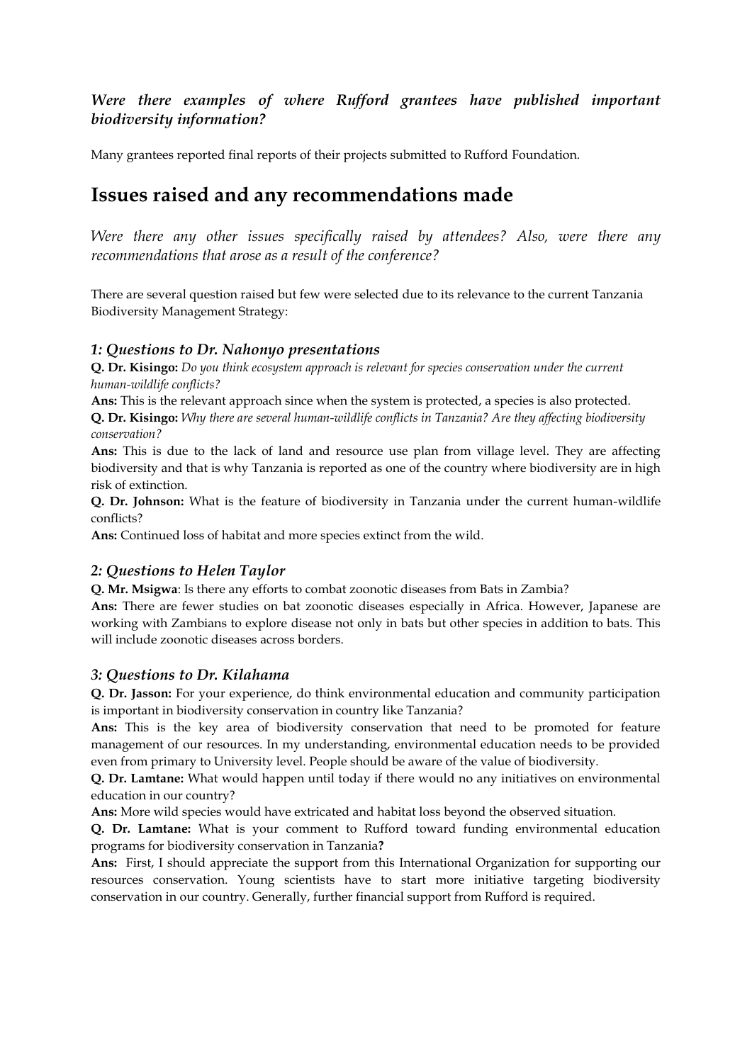*Were there examples of where Rufford grantees have published important biodiversity information?*

Many grantees reported final reports of their projects submitted to Rufford Foundation.

## Issues raised and any recommendations made

*Were there any other issues specifically raised by attendees? Also, were there any recommendations that arose as a result of the conference?*

There are several question raised but few were selected due to its relevance to the current Tanzania Biodiversity Management Strategy:

### *1: Questions to Dr. Nahonyo presentations*

**Q. Dr. Kisingo:** *Do you think ecosystem approach is relevant for species conservation under the current human-wildlife conflicts?*

**Ans:** This is the relevant approach since when the system is protected, a species is also protected.

**Q. Dr. Kisingo:** *Why there are several human-wildlife conflicts in Tanzania? Are they affecting biodiversity conservation?*

**Ans:** This is due to the lack of land and resource use plan from village level. They are affecting biodiversity and that is why Tanzania is reported as one of the country where biodiversity are in high risk of extinction.

**Q. Dr. Johnson:** What is the feature of biodiversity in Tanzania under the current human-wildlife conflicts?

**Ans:** Continued loss of habitat and more species extinct from the wild.

### *2: Questions to Helen Taylor*

**Q. Mr. Msigwa**: Is there any efforts to combat zoonotic diseases from Bats in Zambia?

**Ans:** There are fewer studies on bat zoonotic diseases especially in Africa. However, Japanese are working with Zambians to explore disease not only in bats but other species in addition to bats. This will include zoonotic diseases across borders.

### *3: Questions to Dr. Kilahama*

**Q. Dr. Jasson:** For your experience, do think environmental education and community participation is important in biodiversity conservation in country like Tanzania?

**Ans:** This is the key area of biodiversity conservation that need to be promoted for feature management of our resources. In my understanding, environmental education needs to be provided even from primary to University level. People should be aware of the value of biodiversity.

**Q. Dr. Lamtane:** What would happen until today if there would no any initiatives on environmental education in our country?

**Ans:** More wild species would have extricated and habitat loss beyond the observed situation.

**Q. Dr. Lamtane:** What is your comment to Rufford toward funding environmental education programs for biodiversity conservation in Tanzania**?**

**Ans:** First, I should appreciate the support from this International Organization for supporting our resources conservation. Young scientists have to start more initiative targeting biodiversity conservation in our country. Generally, further financial support from Rufford is required.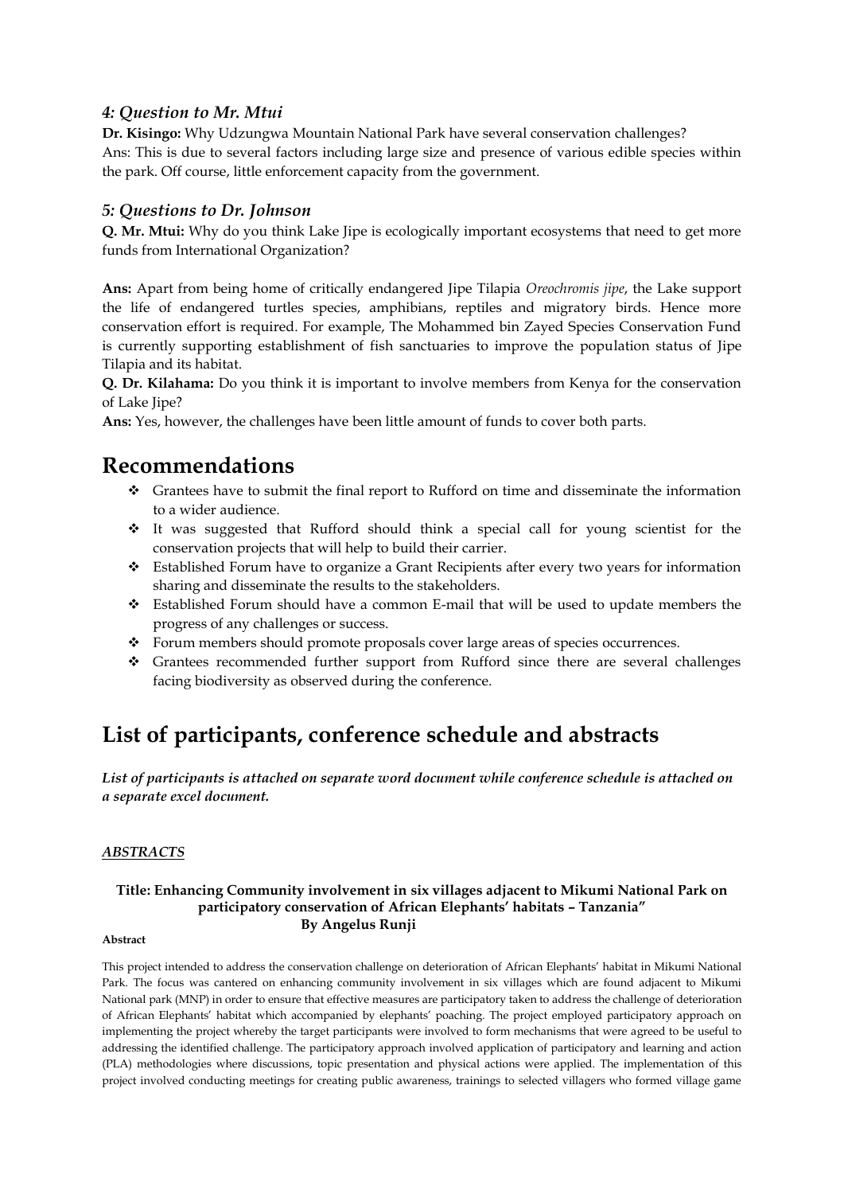### *4: Question to Mr. Mtui*

**Dr. Kisingo:** Why Udzungwa Mountain National Park have several conservation challenges?
Ans: This is due to several factors including large size and presence of various edible species within the park. Off course, little enforcement capacity from the government.

### *5: Questions to Dr. Johnson*

**Q. Mr. Mtui:** Why do you think Lake Jipe is ecologically important ecosystems that need to get more funds from International Organization?

**Ans:** Apart from being home of critically endangered Jipe Tilapia *Oreochromis jipe*, the Lake support the life of endangered turtles species, amphibians, reptiles and migratory birds. Hence more conservation effort is required. For example, The Mohammed bin Zayed Species Conservation Fund is currently supporting establishment of fish sanctuaries to improve the population status of Jipe Tilapia and its habitat.

**Q. Dr. Kilahama:** Do you think it is important to involve members from Kenya for the conservation of Lake Jipe?

**Ans:** Yes, however, the challenges have been little amount of funds to cover both parts.

# Recommendations

- ❖ Grantees have to submit the final report to Rufford on time and disseminate the information to a wider audience.
- ❖ It was suggested that Rufford should think a special call for young scientist for the conservation projects that will help to build their carrier.
- ❖ Established Forum have to organize a Grant Recipients after every two years for information sharing and disseminate the results to the stakeholders.
- ❖ Established Forum should have a common E-mail that will be used to update members the progress of any challenges or success.
- ❖ Forum members should promote proposals cover large areas of species occurrences.
- ❖ Grantees recommended further support from Rufford since there are several challenges facing biodiversity as observed during the conference.

# List of participants, conference schedule and abstracts

***List of participants is attached on separate word document while conference schedule is attached on a separate excel document.***

***ABSTRACTS***

**Title: Enhancing Community involvement in six villages adjacent to Mikumi National Park on participatory conservation of African Elephants' habitats – Tanzania"**
**By Angelus Runji**

**Abstract**

This project intended to address the conservation challenge on deterioration of African Elephants' habitat in Mikumi National Park. The focus was cantered on enhancing community involvement in six villages which are found adjacent to Mikumi National park (MNP) in order to ensure that effective measures are participatory taken to address the challenge of deterioration of African Elephants' habitat which accompanied by elephants' poaching. The project employed participatory approach on implementing the project whereby the target participants were involved to form mechanisms that were agreed to be useful to addressing the identified challenge. The participatory approach involved application of participatory and learning and action (PLA) methodologies where discussions, topic presentation and physical actions were applied. The implementation of this project involved conducting meetings for creating public awareness, trainings to selected villagers who formed village game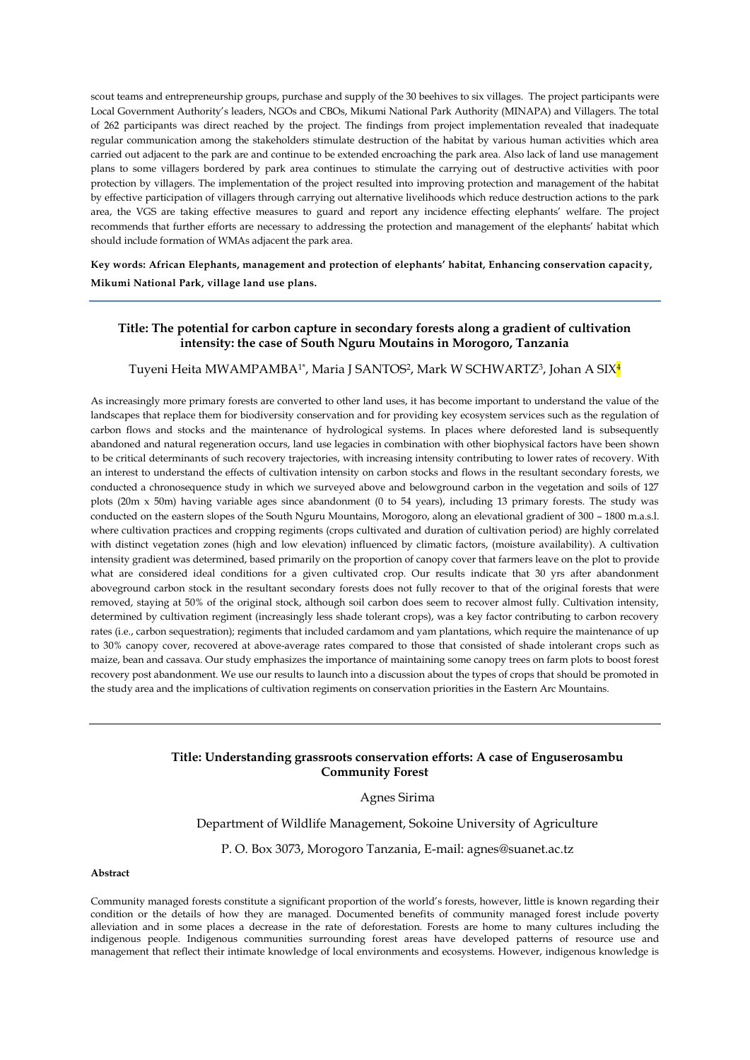scout teams and entrepreneurship groups, purchase and supply of the 30 beehives to six villages. The project participants were Local Government Authority's leaders, NGOs and CBOs, Mikumi National Park Authority (MINAPA) and Villagers. The total of 262 participants was direct reached by the project. The findings from project implementation revealed that inadequate regular communication among the stakeholders stimulate destruction of the habitat by various human activities which area carried out adjacent to the park are and continue to be extended encroaching the park area. Also lack of land use management plans to some villagers bordered by park area continues to stimulate the carrying out of destructive activities with poor protection by villagers. The implementation of the project resulted into improving protection and management of the habitat by effective participation of villagers through carrying out alternative livelihoods which reduce destruction actions to the park area, the VGS are taking effective measures to guard and report any incidence effecting elephants' welfare. The project recommends that further efforts are necessary to addressing the protection and management of the elephants' habitat which should include formation of WMAs adjacent the park area.

**Key words: African Elephants, management and protection of elephants' habitat, Enhancing conservation capacity, Mikumi National Park, village land use plans.**

---

### Title: The potential for carbon capture in secondary forests along a gradient of cultivation intensity: the case of South Nguru Moutains in Morogoro, Tanzania

Tuyeni Heita MWAMPAMBA[1*], Maria J SANTOS[2], Mark W SCHWARTZ[3], Johan A SIX[4]

As increasingly more primary forests are converted to other land uses, it has become important to understand the value of the landscapes that replace them for biodiversity conservation and for providing key ecosystem services such as the regulation of carbon flows and stocks and the maintenance of hydrological systems. In places where deforested land is subsequently abandoned and natural regeneration occurs, land use legacies in combination with other biophysical factors have been shown to be critical determinants of such recovery trajectories, with increasing intensity contributing to lower rates of recovery. With an interest to understand the effects of cultivation intensity on carbon stocks and flows in the resultant secondary forests, we conducted a chronosequence study in which we surveyed above and belowground carbon in the vegetation and soils of 127 plots (20m x 50m) having variable ages since abandonment (0 to 54 years), including 13 primary forests. The study was conducted on the eastern slopes of the South Nguru Mountains, Morogoro, along an elevational gradient of 300 – 1800 m.a.s.l. where cultivation practices and cropping regiments (crops cultivated and duration of cultivation period) are highly correlated with distinct vegetation zones (high and low elevation) influenced by climatic factors, (moisture availability). A cultivation intensity gradient was determined, based primarily on the proportion of canopy cover that farmers leave on the plot to provide what are considered ideal conditions for a given cultivated crop. Our results indicate that 30 yrs after abandonment aboveground carbon stock in the resultant secondary forests does not fully recover to that of the original forests that were removed, staying at 50% of the original stock, although soil carbon does seem to recover almost fully. Cultivation intensity, determined by cultivation regiment (increasingly less shade tolerant crops), was a key factor contributing to carbon recovery rates (i.e., carbon sequestration); regiments that included cardamom and yam plantations, which require the maintenance of up to 30% canopy cover, recovered at above-average rates compared to those that consisted of shade intolerant crops such as maize, bean and cassava. Our study emphasizes the importance of maintaining some canopy trees on farm plots to boost forest recovery post abandonment. We use our results to launch into a discussion about the types of crops that should be promoted in the study area and the implications of cultivation regiments on conservation priorities in the Eastern Arc Mountains.

---

### Title: Understanding grassroots conservation efforts: A case of Enguserosambu Community Forest

Agnes Sirima

Department of Wildlife Management, Sokoine University of Agriculture

P. O. Box 3073, Morogoro Tanzania, E-mail: agnes@suanet.ac.tz

**Abstract**

Community managed forests constitute a significant proportion of the world's forests, however, little is known regarding their condition or the details of how they are managed. Documented benefits of community managed forest include poverty alleviation and in some places a decrease in the rate of deforestation. Forests are home to many cultures including the indigenous people. Indigenous communities surrounding forest areas have developed patterns of resource use and management that reflect their intimate knowledge of local environments and ecosystems. However, indigenous knowledge is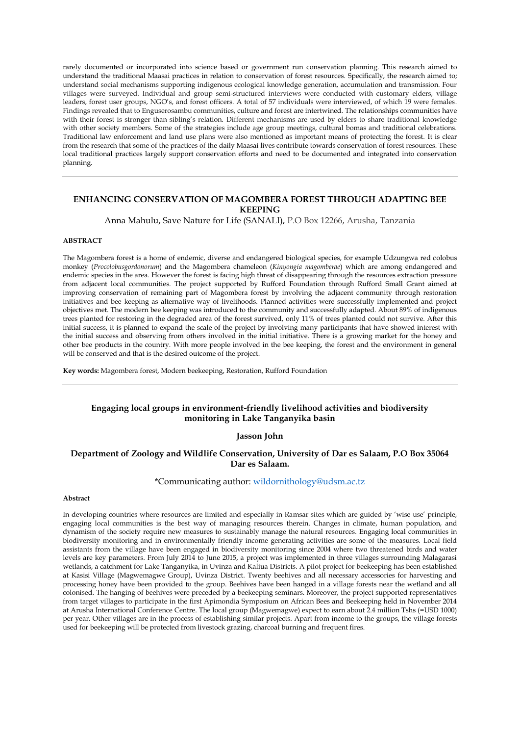rarely documented or incorporated into science based or government run conservation planning. This research aimed to understand the traditional Maasai practices in relation to conservation of forest resources. Specifically, the research aimed to; understand social mechanisms supporting indigenous ecological knowledge generation, accumulation and transmission. Four villages were surveyed. Individual and group semi-structured interviews were conducted with customary elders, village leaders, forest user groups, NGO's, and forest officers. A total of 57 individuals were interviewed, of which 19 were females. Findings revealed that to Enguserosambu communities, culture and forest are intertwined. The relationships communities have with their forest is stronger than sibling's relation. Different mechanisms are used by elders to share traditional knowledge with other society members. Some of the strategies include age group meetings, cultural bomas and traditional celebrations. Traditional law enforcement and land use plans were also mentioned as important means of protecting the forest. It is clear from the research that some of the practices of the daily Maasai lives contribute towards conservation of forest resources. These local traditional practices largely support conservation efforts and need to be documented and integrated into conservation planning.

---

## ENHANCING CONSERVATION OF MAGOMBERA FOREST THROUGH ADAPTING BEE KEEPING

Anna Mahulu, Save Nature for Life (SANALI), P.O Box 12266, Arusha, Tanzania

**ABSTRACT**

The Magombera forest is a home of endemic, diverse and endangered biological species, for example Udzungwa red colobus monkey (*Procolobusgordonorum*) and the Magombera chameleon (*Kinyongia magomberae*) which are among endangered and endemic species in the area. However the forest is facing high threat of disappearing through the resources extraction pressure from adjacent local communities. The project supported by Rufford Foundation through Rufford Small Grant aimed at improving conservation of remaining part of Magombera forest by involving the adjacent community through restoration initiatives and bee keeping as alternative way of livelihoods. Planned activities were successfully implemented and project objectives met. The modern bee keeping was introduced to the community and successfully adapted. About 89% of indigenous trees planted for restoring in the degraded area of the forest survived, only 11% of trees planted could not survive. After this initial success, it is planned to expand the scale of the project by involving many participants that have showed interest with the initial success and observing from others involved in the initial initiative. There is a growing market for the honey and other bee products in the country. With more people involved in the bee keeping, the forest and the environment in general will be conserved and that is the desired outcome of the project.

**Key words:** Magombera forest, Modern beekeeping, Restoration, Rufford Foundation

---

## Engaging local groups in environment-friendly livelihood activities and biodiversity monitoring in Lake Tanganyika basin

**Jasson John**

**Department of Zoology and Wildlife Conservation, University of Dar es Salaam, P.O Box 35064 Dar es Salaam.**

*Communicating author: wildornithology@udsm.ac.tz

**Abstract**

In developing countries where resources are limited and especially in Ramsar sites which are guided by 'wise use' principle, engaging local communities is the best way of managing resources therein. Changes in climate, human population, and dynamism of the society require new measures to sustainably manage the natural resources. Engaging local communities in biodiversity monitoring and in environmentally friendly income generating activities are some of the measures. Local field assistants from the village have been engaged in biodiversity monitoring since 2004 where two threatened birds and water levels are key parameters. From July 2014 to June 2015, a project was implemented in three villages surrounding Malagarasi wetlands, a catchment for Lake Tanganyika, in Uvinza and Kaliua Districts. A pilot project for beekeeping has been established at Kasisi Village (Magwemagwe Group), Uvinza District. Twenty beehives and all necessary accessories for harvesting and processing honey have been provided to the group. Beehives have been hanged in a village forests near the wetland and all colonised. The hanging of beehives were preceded by a beekeeping seminars. Moreover, the project supported representatives from target villages to participate in the first Apimondia Symposium on African Bees and Beekeeping held in November 2014 at Arusha International Conference Centre. The local group (Magwemagwe) expect to earn about 2.4 million Tshs (=USD 1000) per year. Other villages are in the process of establishing similar projects. Apart from income to the groups, the village forests used for beekeeping will be protected from livestock grazing, charcoal burning and frequent fires.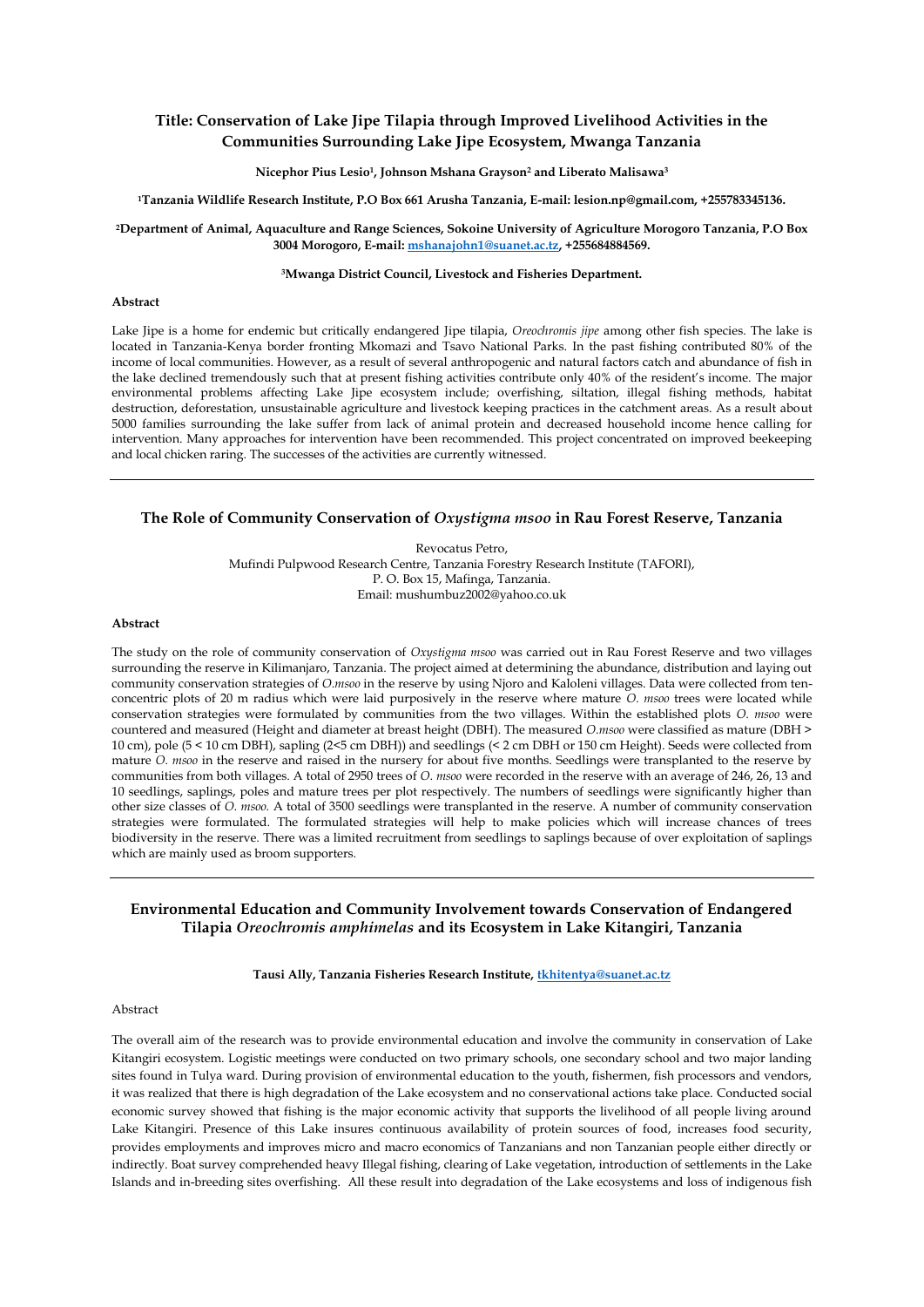## Title: Conservation of Lake Jipe Tilapia through Improved Livelihood Activities in the Communities Surrounding Lake Jipe Ecosystem, Mwanga Tanzania

**Nicephor Pius Lesio[1], Johnson Mshana Grayson[2] and Liberato Malisawa[3]**

**[1]Tanzania Wildlife Research Institute, P.O Box 661 Arusha Tanzania, E-mail: lesion.np@gmail.com, +255783345136.**

**[2]Department of Animal, Aquaculture and Range Sciences, Sokoine University of Agriculture Morogoro Tanzania, P.O Box 3004 Morogoro, E-mail: mshanajohn1@suanet.ac.tz, +255684884569.**

**[3]Mwanga District Council, Livestock and Fisheries Department.**

**Abstract**

Lake Jipe is a home for endemic but critically endangered Jipe tilapia, *Oreochromis jipe* among other fish species. The lake is located in Tanzania-Kenya border fronting Mkomazi and Tsavo National Parks. In the past fishing contributed 80% of the income of local communities. However, as a result of several anthropogenic and natural factors catch and abundance of fish in the lake declined tremendously such that at present fishing activities contribute only 40% of the resident's income. The major environmental problems affecting Lake Jipe ecosystem include; overfishing, siltation, illegal fishing methods, habitat destruction, deforestation, unsustainable agriculture and livestock keeping practices in the catchment areas. As a result about 5000 families surrounding the lake suffer from lack of animal protein and decreased household income hence calling for intervention. Many approaches for intervention have been recommended. This project concentrated on improved beekeeping and local chicken raring. The successes of the activities are currently witnessed.

---

## The Role of Community Conservation of *Oxystigma msoo* in Rau Forest Reserve, Tanzania

Revocatus Petro,
Mufindi Pulpwood Research Centre, Tanzania Forestry Research Institute (TAFORI),
P. O. Box 15, Mafinga, Tanzania.
Email: mushumbuz2002@yahoo.co.uk

**Abstract**

The study on the role of community conservation of *Oxystigma msoo* was carried out in Rau Forest Reserve and two villages surrounding the reserve in Kilimanjaro, Tanzania. The project aimed at determining the abundance, distribution and laying out community conservation strategies of *O.msoo* in the reserve by using Njoro and Kaloleni villages. Data were collected from ten-concentric plots of 20 m radius which were laid purposively in the reserve where mature *O. msoo* trees were located while conservation strategies were formulated by communities from the two villages. Within the established plots *O. msoo* were countered and measured (Height and diameter at breast height (DBH). The measured *O.msoo* were classified as mature (DBH > 10 cm), pole (5 < 10 cm DBH), sapling (2<5 cm DBH)) and seedlings (< 2 cm DBH or 150 cm Height). Seeds were collected from mature *O. msoo* in the reserve and raised in the nursery for about five months. Seedlings were transplanted to the reserve by communities from both villages. A total of 2950 trees of *O. msoo* were recorded in the reserve with an average of 246, 26, 13 and 10 seedlings, saplings, poles and mature trees per plot respectively. The numbers of seedlings were significantly higher than other size classes of *O. msoo.* A total of 3500 seedlings were transplanted in the reserve. A number of community conservation strategies were formulated. The formulated strategies will help to make policies which will increase chances of trees biodiversity in the reserve. There was a limited recruitment from seedlings to saplings because of over exploitation of saplings which are mainly used as broom supporters.

---

## Environmental Education and Community Involvement towards Conservation of Endangered Tilapia *Oreochromis amphimelas* and its Ecosystem in Lake Kitangiri, Tanzania

**Tausi Ally, Tanzania Fisheries Research Institute, tkhitentya@suanet.ac.tz**

Abstract

The overall aim of the research was to provide environmental education and involve the community in conservation of Lake Kitangiri ecosystem. Logistic meetings were conducted on two primary schools, one secondary school and two major landing sites found in Tulya ward. During provision of environmental education to the youth, fishermen, fish processors and vendors, it was realized that there is high degradation of the Lake ecosystem and no conservational actions take place. Conducted social economic survey showed that fishing is the major economic activity that supports the livelihood of all people living around Lake Kitangiri. Presence of this Lake insures continuous availability of protein sources of food, increases food security, provides employments and improves micro and macro economics of Tanzanians and non Tanzanian people either directly or indirectly. Boat survey comprehended heavy Illegal fishing, clearing of Lake vegetation, introduction of settlements in the Lake Islands and in-breeding sites overfishing. All these result into degradation of the Lake ecosystems and loss of indigenous fish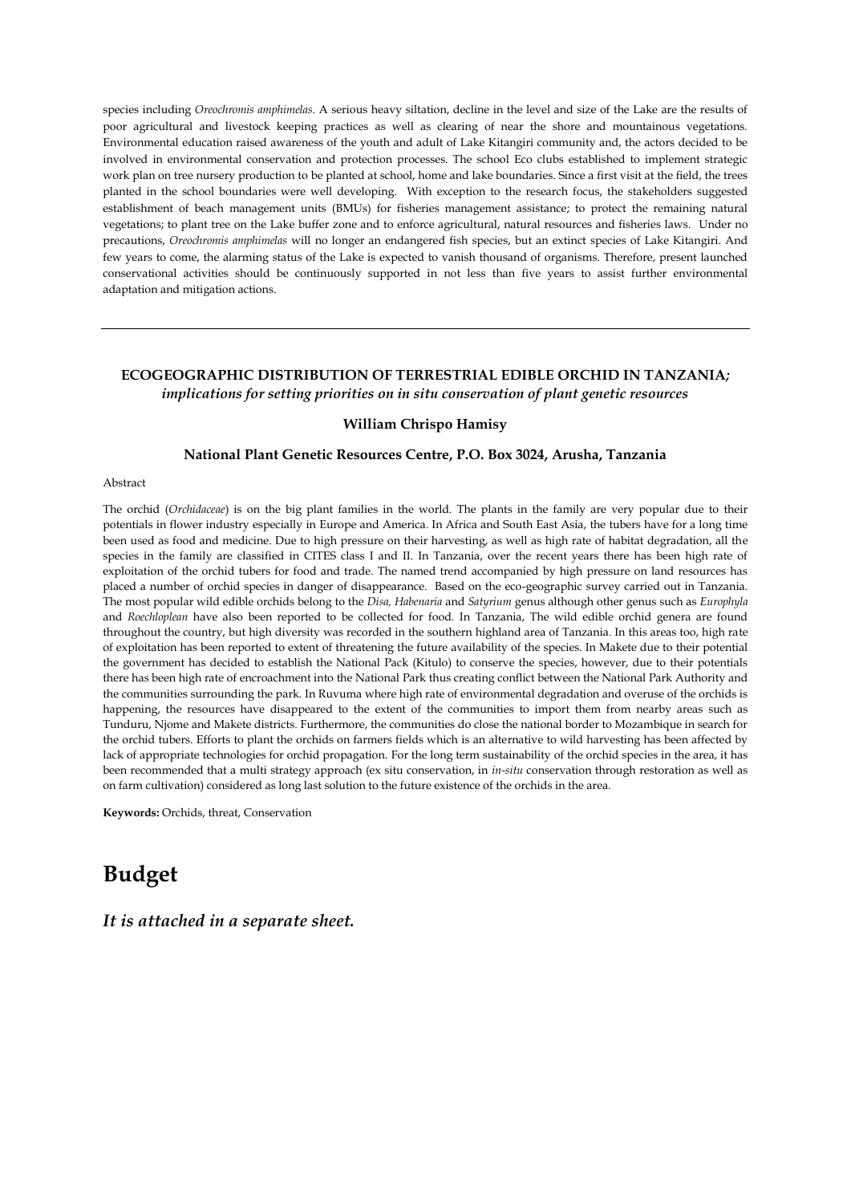species including *Oreochromis amphimelas*. A serious heavy siltation, decline in the level and size of the Lake are the results of poor agricultural and livestock keeping practices as well as clearing of near the shore and mountainous vegetations. Environmental education raised awareness of the youth and adult of Lake Kitangiri community and, the actors decided to be involved in environmental conservation and protection processes. The school Eco clubs established to implement strategic work plan on tree nursery production to be planted at school, home and lake boundaries. Since a first visit at the field, the trees planted in the school boundaries were well developing. With exception to the research focus, the stakeholders suggested establishment of beach management units (BMUs) for fisheries management assistance; to protect the remaining natural vegetations; to plant tree on the Lake buffer zone and to enforce agricultural, natural resources and fisheries laws. Under no precautions, *Oreochromis amphimelas* will no longer an endangered fish species, but an extinct species of Lake Kitangiri. And few years to come, the alarming status of the Lake is expected to vanish thousand of organisms. Therefore, present launched conservational activities should be continuously supported in not less than five years to assist further environmental adaptation and mitigation actions.

---

### ECOGEOGRAPHIC DISTRIBUTION OF TERRESTRIAL EDIBLE ORCHID IN TANZANIA; *implications for setting priorities on in situ conservation of plant genetic resources*

**William Chrispo Hamisy**

**National Plant Genetic Resources Centre, P.O. Box 3024, Arusha, Tanzania**

Abstract

The orchid (*Orchidaceae*) is on the big plant families in the world. The plants in the family are very popular due to their potentials in flower industry especially in Europe and America. In Africa and South East Asia, the tubers have for a long time been used as food and medicine. Due to high pressure on their harvesting, as well as high rate of habitat degradation, all the species in the family are classified in CITES class I and II. In Tanzania, over the recent years there has been high rate of exploitation of the orchid tubers for food and trade. The named trend accompanied by high pressure on land resources has placed a number of orchid species in danger of disappearance. Based on the eco-geographic survey carried out in Tanzania. The most popular wild edible orchids belong to the *Disa, Habenaria* and *Satyrium* genus although other genus such as *Europhyla* and *Roechloplean* have also been reported to be collected for food. In Tanzania, The wild edible orchid genera are found throughout the country, but high diversity was recorded in the southern highland area of Tanzania. In this areas too, high rate of exploitation has been reported to extent of threatening the future availability of the species. In Makete due to their potential the government has decided to establish the National Pack (Kitulo) to conserve the species, however, due to their potentials there has been high rate of encroachment into the National Park thus creating conflict between the National Park Authority and the communities surrounding the park. In Ruvuma where high rate of environmental degradation and overuse of the orchids is happening, the resources have disappeared to the extent of the communities to import them from nearby areas such as Tunduru, Njome and Makete districts. Furthermore, the communities do close the national border to Mozambique in search for the orchid tubers. Efforts to plant the orchids on farmers fields which is an alternative to wild harvesting has been affected by lack of appropriate technologies for orchid propagation. For the long term sustainability of the orchid species in the area, it has been recommended that a multi strategy approach (ex situ conservation, in *in-situ* conservation through restoration as well as on farm cultivation) considered as long last solution to the future existence of the orchids in the area.

**Keywords:** Orchids, threat, Conservation

# Budget

## *It is attached in a separate sheet.*